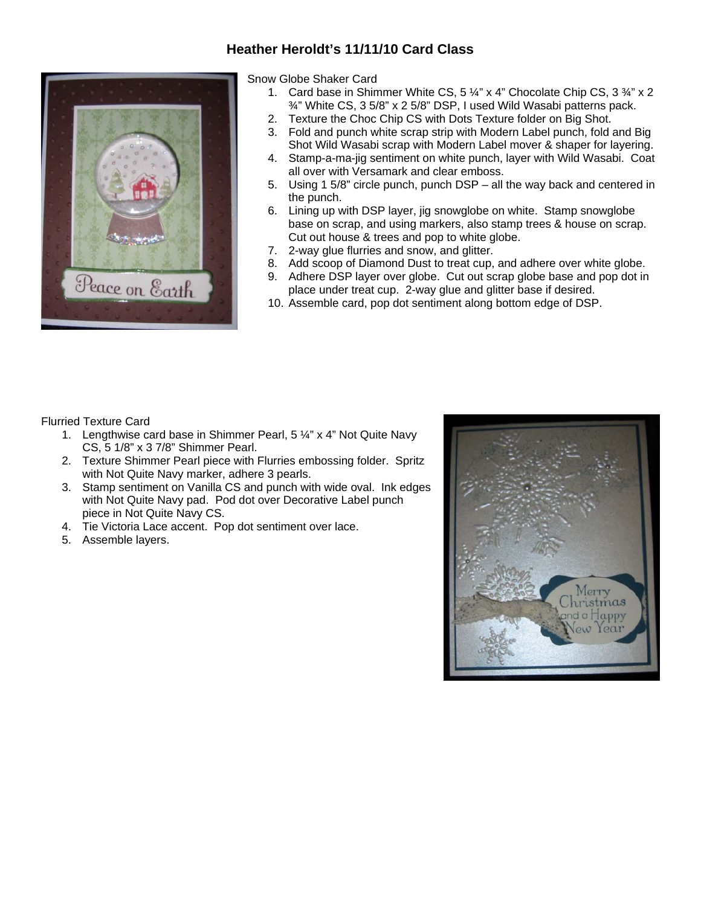# Heather Heroldt's 11/11/10 Card Class

Snow Globe Shaker Card

1. Card base in Shimmer White CS, 5 ¼" x 4" Chocolate Chip CS, 3 ¾" x 2 ¾" White CS, 3 5/8" x 2 5/8" DSP, I used Wild Wasabi patterns pack.
2. Texture the Choc Chip CS with Dots Texture folder on Big Shot.
3. Fold and punch white scrap strip with Modern Label punch, fold and Big Shot Wild Wasabi scrap with Modern Label mover & shaper for layering.
4. Stamp-a-ma-jig sentiment on white punch, layer with Wild Wasabi. Coat all over with Versamark and clear emboss.
5. Using 1 5/8" circle punch, punch DSP – all the way back and centered in the punch.
6. Lining up with DSP layer, jig snowglobe on white. Stamp snowglobe base on scrap, and using markers, also stamp trees & house on scrap. Cut out house & trees and pop to white globe.
7. 2-way glue flurries and snow, and glitter.
8. Add scoop of Diamond Dust to treat cup, and adhere over white globe.
9. Adhere DSP layer over globe. Cut out scrap globe base and pop dot in place under treat cup. 2-way glue and glitter base if desired.
10. Assemble card, pop dot sentiment along bottom edge of DSP.

Flurried Texture Card

1. Lengthwise card base in Shimmer Pearl, 5 ¼" x 4" Not Quite Navy CS, 5 1/8" x 3 7/8" Shimmer Pearl.
2. Texture Shimmer Pearl piece with Flurries embossing folder. Spritz with Not Quite Navy marker, adhere 3 pearls.
3. Stamp sentiment on Vanilla CS and punch with wide oval. Ink edges with Not Quite Navy pad. Pod dot over Decorative Label punch piece in Not Quite Navy CS.
4. Tie Victoria Lace accent. Pop dot sentiment over lace.
5. Assemble layers.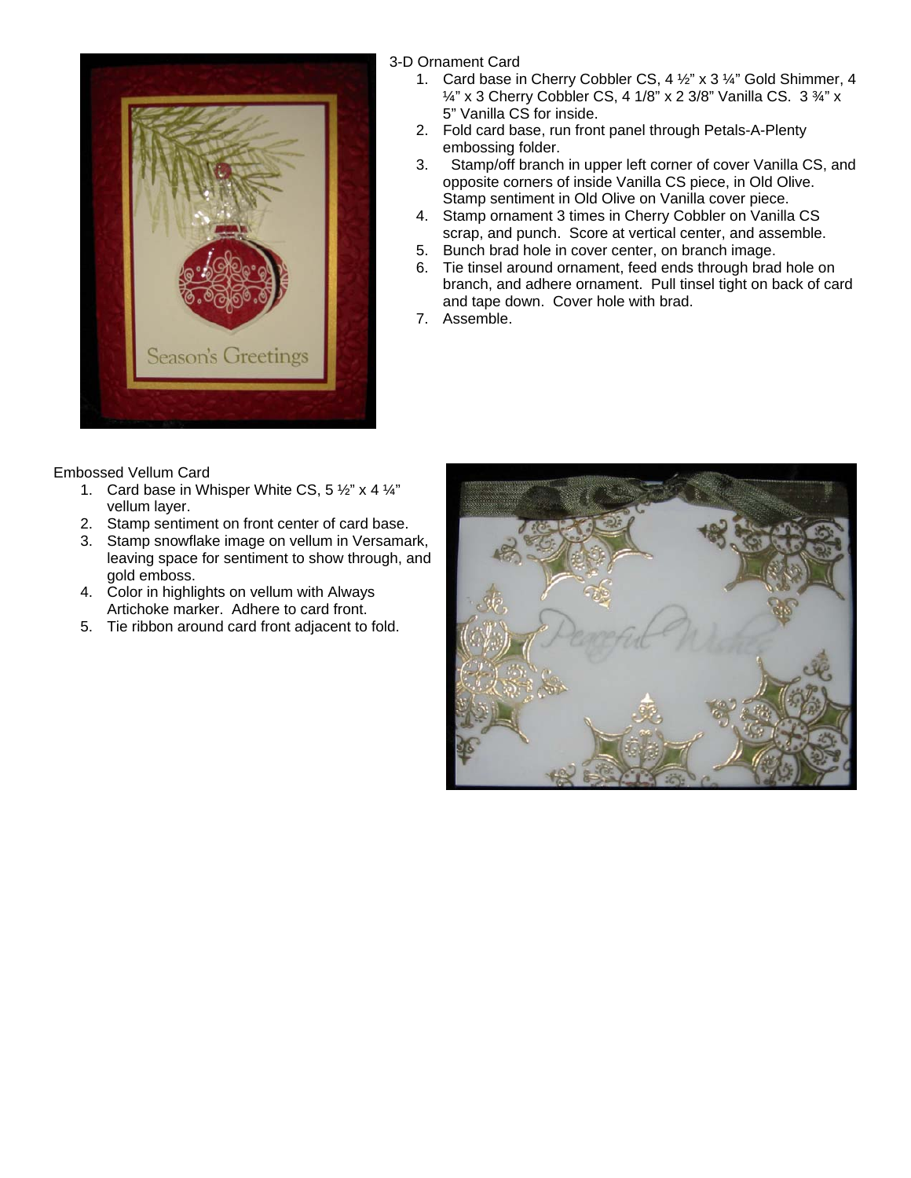3-D Ornament Card

1. Card base in Cherry Cobbler CS, 4 ½" x 3 ¼" Gold Shimmer, 4 ¼" x 3 Cherry Cobbler CS, 4 1/8" x 2 3/8" Vanilla CS. 3 ¾" x 5" Vanilla CS for inside.
2. Fold card base, run front panel through Petals-A-Plenty embossing folder.
3. Stamp/off branch in upper left corner of cover Vanilla CS, and opposite corners of inside Vanilla CS piece, in Old Olive. Stamp sentiment in Old Olive on Vanilla cover piece.
4. Stamp ornament 3 times in Cherry Cobbler on Vanilla CS scrap, and punch. Score at vertical center, and assemble.
5. Bunch brad hole in cover center, on branch image.
6. Tie tinsel around ornament, feed ends through brad hole on branch, and adhere ornament. Pull tinsel tight on back of card and tape down. Cover hole with brad.
7. Assemble.

Embossed Vellum Card

1. Card base in Whisper White CS, 5 ½" x 4 ¼" vellum layer.
2. Stamp sentiment on front center of card base.
3. Stamp snowflake image on vellum in Versamark, leaving space for sentiment to show through, and gold emboss.
4. Color in highlights on vellum with Always Artichoke marker. Adhere to card front.
5. Tie ribbon around card front adjacent to fold.